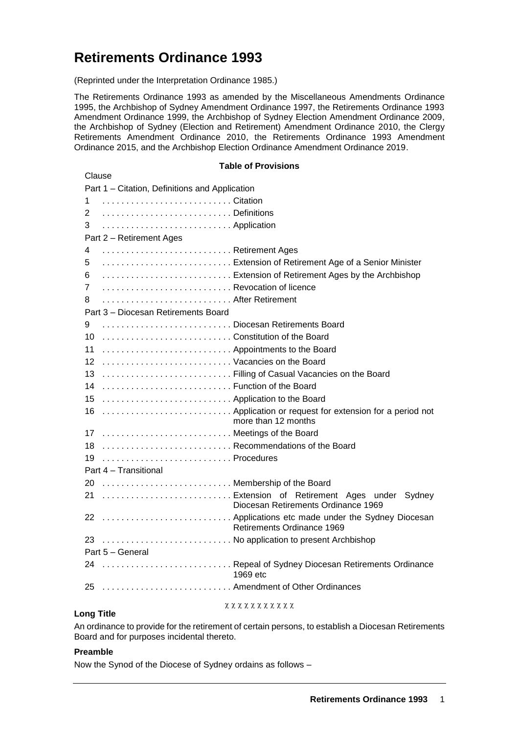# Retirements Ordinance 1993

(Reprinted under the Interpretation Ordinance 1985.)

The Retirements Ordinance 1993 as amended by the Miscellaneous Amendments Ordinance 1995, the Archbishop of Sydney Amendment Ordinance 1997, the Retirements Ordinance 1993 Amendment Ordinance 1999, the Archbishop of Sydney Election Amendment Ordinance 2009, the Archbishop of Sydney (Election and Retirement) Amendment Ordinance 2010, the Clergy Retirements Amendment Ordinance 2010, the Retirements Ordinance 1993 Amendment Ordinance 2015, and the Archbishop Election Ordinance Amendment Ordinance 2019.

**Table of Provisions**

Clause

Part 1 – Citation, Definitions and Application

| | |
|---|---|
| 1 | Citation |
| 2 | Definitions |
| 3 | Application |

Part 2 – Retirement Ages

| | |
|---|---|
| 4 | Retirement Ages |
| 5 | Extension of Retirement Age of a Senior Minister |
| 6 | Extension of Retirement Ages by the Archbishop |
| 7 | Revocation of licence |
| 8 | After Retirement |

Part 3 – Diocesan Retirements Board

| | |
|---|---|
| 9 | Diocesan Retirements Board |
| 10 | Constitution of the Board |
| 11 | Appointments to the Board |
| 12 | Vacancies on the Board |
| 13 | Filling of Casual Vacancies on the Board |
| 14 | Function of the Board |
| 15 | Application to the Board |
| 16 | Application or request for extension for a period not more than 12 months |
| 17 | Meetings of the Board |
| 18 | Recommendations of the Board |
| 19 | Procedures |

Part 4 – Transitional

| | |
|---|---|
| 20 | Membership of the Board |
| 21 | Extension of Retirement Ages under Sydney Diocesan Retirements Ordinance 1969 |
| 22 | Applications etc made under the Sydney Diocesan Retirements Ordinance 1969 |
| 23 | No application to present Archbishop |

Part 5 – General

| | |
|---|---|
| 24 | Repeal of Sydney Diocesan Retirements Ordinance 1969 etc |
| 25 | Amendment of Other Ordinances |

**Long Title**

An ordinance to provide for the retirement of certain persons, to establish a Diocesan Retirements Board and for purposes incidental thereto.

**Preamble**

Now the Synod of the Diocese of Sydney ordains as follows –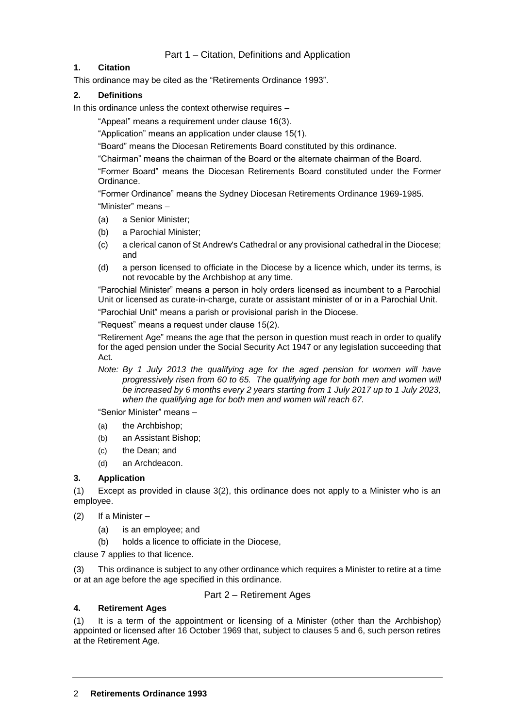## Part 1 – Citation, Definitions and Application

### 1. Citation

This ordinance may be cited as the "Retirements Ordinance 1993".

### 2. Definitions

In this ordinance unless the context otherwise requires –

"Appeal" means a requirement under clause 16(3).

"Application" means an application under clause 15(1).

"Board" means the Diocesan Retirements Board constituted by this ordinance.

"Chairman" means the chairman of the Board or the alternate chairman of the Board.

"Former Board" means the Diocesan Retirements Board constituted under the Former Ordinance.

"Former Ordinance" means the Sydney Diocesan Retirements Ordinance 1969-1985.

"Minister" means –

(a) a Senior Minister;

(b) a Parochial Minister;

(c) a clerical canon of St Andrew's Cathedral or any provisional cathedral in the Diocese; and

(d) a person licensed to officiate in the Diocese by a licence which, under its terms, is not revocable by the Archbishop at any time.

"Parochial Minister" means a person in holy orders licensed as incumbent to a Parochial Unit or licensed as curate-in-charge, curate or assistant minister of or in a Parochial Unit.

"Parochial Unit" means a parish or provisional parish in the Diocese.

"Request" means a request under clause 15(2).

"Retirement Age" means the age that the person in question must reach in order to qualify for the aged pension under the Social Security Act 1947 or any legislation succeeding that Act.

*Note: By 1 July 2013 the qualifying age for the aged pension for women will have progressively risen from 60 to 65. The qualifying age for both men and women will be increased by 6 months every 2 years starting from 1 July 2017 up to 1 July 2023, when the qualifying age for both men and women will reach 67.*

"Senior Minister" means –

(a) the Archbishop;

(b) an Assistant Bishop;

(c) the Dean; and

(d) an Archdeacon.

### 3. Application

(1) Except as provided in clause 3(2), this ordinance does not apply to a Minister who is an employee.

(2) If a Minister –

(a) is an employee; and

(b) holds a licence to officiate in the Diocese,

clause 7 applies to that licence.

(3) This ordinance is subject to any other ordinance which requires a Minister to retire at a time or at an age before the age specified in this ordinance.

## Part 2 – Retirement Ages

### 4. Retirement Ages

(1) It is a term of the appointment or licensing of a Minister (other than the Archbishop) appointed or licensed after 16 October 1969 that, subject to clauses 5 and 6, such person retires at the Retirement Age.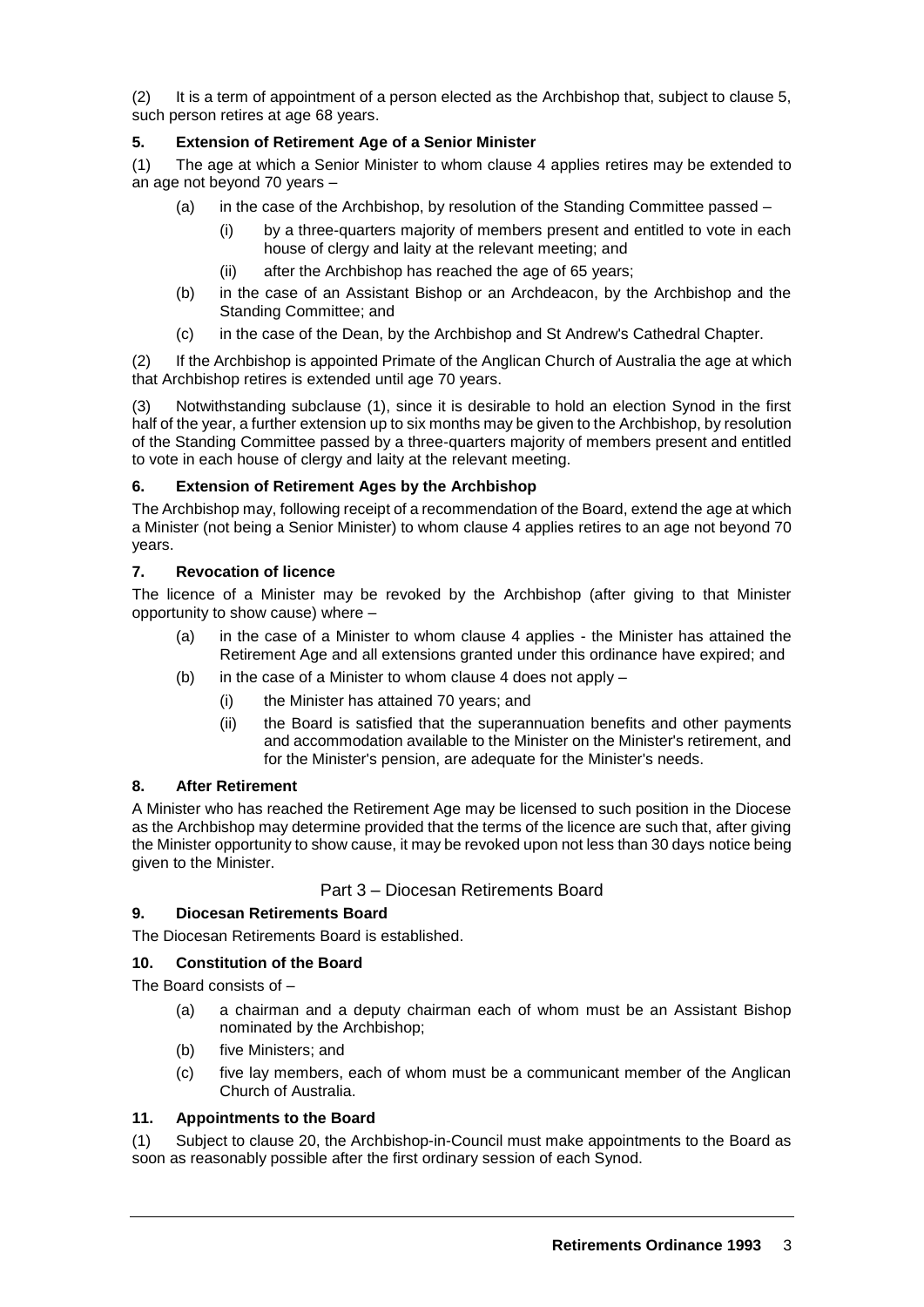(2) It is a term of appointment of a person elected as the Archbishop that, subject to clause 5, such person retires at age 68 years.

### 5. Extension of Retirement Age of a Senior Minister

(1) The age at which a Senior Minister to whom clause 4 applies retires may be extended to an age not beyond 70 years –

- (a) in the case of the Archbishop, by resolution of the Standing Committee passed –
  - (i) by a three-quarters majority of members present and entitled to vote in each house of clergy and laity at the relevant meeting; and
  - (ii) after the Archbishop has reached the age of 65 years;
- (b) in the case of an Assistant Bishop or an Archdeacon, by the Archbishop and the Standing Committee; and
- (c) in the case of the Dean, by the Archbishop and St Andrew's Cathedral Chapter.

(2) If the Archbishop is appointed Primate of the Anglican Church of Australia the age at which that Archbishop retires is extended until age 70 years.

(3) Notwithstanding subclause (1), since it is desirable to hold an election Synod in the first half of the year, a further extension up to six months may be given to the Archbishop, by resolution of the Standing Committee passed by a three-quarters majority of members present and entitled to vote in each house of clergy and laity at the relevant meeting.

### 6. Extension of Retirement Ages by the Archbishop

The Archbishop may, following receipt of a recommendation of the Board, extend the age at which a Minister (not being a Senior Minister) to whom clause 4 applies retires to an age not beyond 70 years.

### 7. Revocation of licence

The licence of a Minister may be revoked by the Archbishop (after giving to that Minister opportunity to show cause) where –

- (a) in the case of a Minister to whom clause 4 applies - the Minister has attained the Retirement Age and all extensions granted under this ordinance have expired; and
- (b) in the case of a Minister to whom clause 4 does not apply –
  - (i) the Minister has attained 70 years; and
  - (ii) the Board is satisfied that the superannuation benefits and other payments and accommodation available to the Minister on the Minister's retirement, and for the Minister's pension, are adequate for the Minister's needs.

### 8. After Retirement

A Minister who has reached the Retirement Age may be licensed to such position in the Diocese as the Archbishop may determine provided that the terms of the licence are such that, after giving the Minister opportunity to show cause, it may be revoked upon not less than 30 days notice being given to the Minister.

## Part 3 – Diocesan Retirements Board

### 9. Diocesan Retirements Board

The Diocesan Retirements Board is established.

### 10. Constitution of the Board

The Board consists of –

- (a) a chairman and a deputy chairman each of whom must be an Assistant Bishop nominated by the Archbishop;
- (b) five Ministers; and
- (c) five lay members, each of whom must be a communicant member of the Anglican Church of Australia.

### 11. Appointments to the Board

(1) Subject to clause 20, the Archbishop-in-Council must make appointments to the Board as soon as reasonably possible after the first ordinary session of each Synod.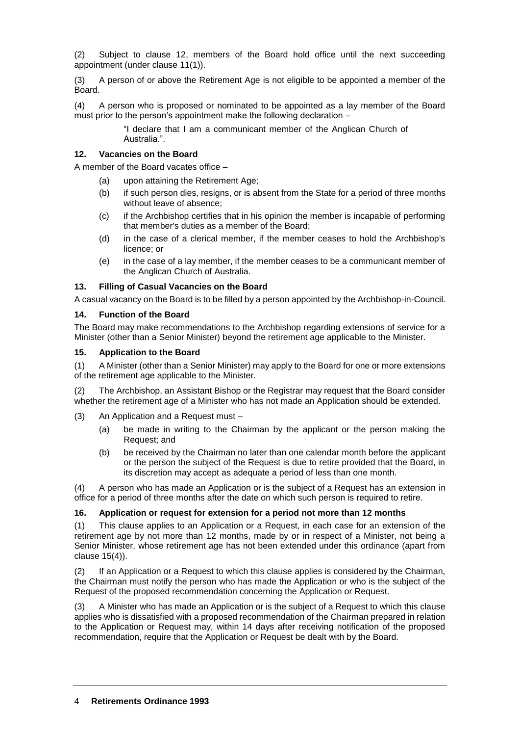(2) Subject to clause 12, members of the Board hold office until the next succeeding appointment (under clause 11(1)).

(3) A person of or above the Retirement Age is not eligible to be appointed a member of the Board.

(4) A person who is proposed or nominated to be appointed as a lay member of the Board must prior to the person's appointment make the following declaration –

> "I declare that I am a communicant member of the Anglican Church of Australia.".

### 12. Vacancies on the Board

A member of the Board vacates office –

- (a) upon attaining the Retirement Age;
- (b) if such person dies, resigns, or is absent from the State for a period of three months without leave of absence;
- (c) if the Archbishop certifies that in his opinion the member is incapable of performing that member's duties as a member of the Board;
- (d) in the case of a clerical member, if the member ceases to hold the Archbishop's licence; or
- (e) in the case of a lay member, if the member ceases to be a communicant member of the Anglican Church of Australia.

### 13. Filling of Casual Vacancies on the Board

A casual vacancy on the Board is to be filled by a person appointed by the Archbishop-in-Council.

### 14. Function of the Board

The Board may make recommendations to the Archbishop regarding extensions of service for a Minister (other than a Senior Minister) beyond the retirement age applicable to the Minister.

### 15. Application to the Board

(1) A Minister (other than a Senior Minister) may apply to the Board for one or more extensions of the retirement age applicable to the Minister.

(2) The Archbishop, an Assistant Bishop or the Registrar may request that the Board consider whether the retirement age of a Minister who has not made an Application should be extended.

(3) An Application and a Request must –

- (a) be made in writing to the Chairman by the applicant or the person making the Request; and
- (b) be received by the Chairman no later than one calendar month before the applicant or the person the subject of the Request is due to retire provided that the Board, in its discretion may accept as adequate a period of less than one month.

(4) A person who has made an Application or is the subject of a Request has an extension in office for a period of three months after the date on which such person is required to retire.

### 16. Application or request for extension for a period not more than 12 months

(1) This clause applies to an Application or a Request, in each case for an extension of the retirement age by not more than 12 months, made by or in respect of a Minister, not being a Senior Minister, whose retirement age has not been extended under this ordinance (apart from clause 15(4)).

(2) If an Application or a Request to which this clause applies is considered by the Chairman, the Chairman must notify the person who has made the Application or who is the subject of the Request of the proposed recommendation concerning the Application or Request.

(3) A Minister who has made an Application or is the subject of a Request to which this clause applies who is dissatisfied with a proposed recommendation of the Chairman prepared in relation to the Application or Request may, within 14 days after receiving notification of the proposed recommendation, require that the Application or Request be dealt with by the Board.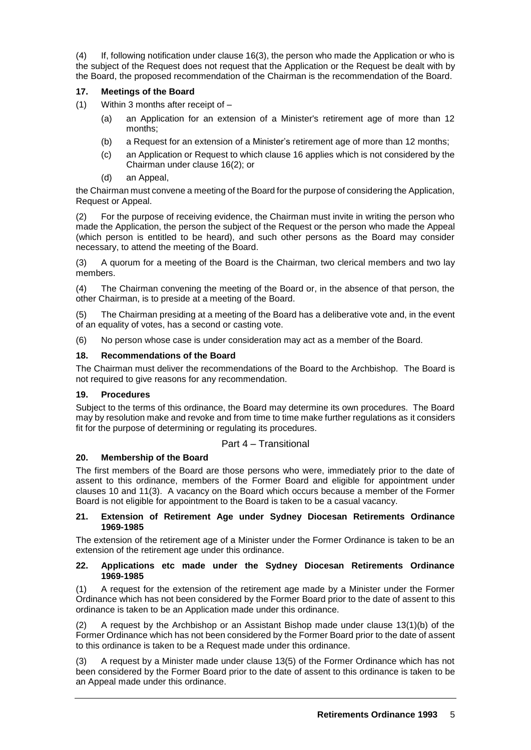(4) If, following notification under clause 16(3), the person who made the Application or who is the subject of the Request does not request that the Application or the Request be dealt with by the Board, the proposed recommendation of the Chairman is the recommendation of the Board.

### 17. Meetings of the Board

(1) Within 3 months after receipt of –

(a) an Application for an extension of a Minister's retirement age of more than 12 months;

(b) a Request for an extension of a Minister's retirement age of more than 12 months;

(c) an Application or Request to which clause 16 applies which is not considered by the Chairman under clause 16(2); or

(d) an Appeal,

the Chairman must convene a meeting of the Board for the purpose of considering the Application, Request or Appeal.

(2) For the purpose of receiving evidence, the Chairman must invite in writing the person who made the Application, the person the subject of the Request or the person who made the Appeal (which person is entitled to be heard), and such other persons as the Board may consider necessary, to attend the meeting of the Board.

(3) A quorum for a meeting of the Board is the Chairman, two clerical members and two lay members.

(4) The Chairman convening the meeting of the Board or, in the absence of that person, the other Chairman, is to preside at a meeting of the Board.

(5) The Chairman presiding at a meeting of the Board has a deliberative vote and, in the event of an equality of votes, has a second or casting vote.

(6) No person whose case is under consideration may act as a member of the Board.

### 18. Recommendations of the Board

The Chairman must deliver the recommendations of the Board to the Archbishop. The Board is not required to give reasons for any recommendation.

### 19. Procedures

Subject to the terms of this ordinance, the Board may determine its own procedures. The Board may by resolution make and revoke and from time to time make further regulations as it considers fit for the purpose of determining or regulating its procedures.

## Part 4 – Transitional

### 20. Membership of the Board

The first members of the Board are those persons who were, immediately prior to the date of assent to this ordinance, members of the Former Board and eligible for appointment under clauses 10 and 11(3). A vacancy on the Board which occurs because a member of the Former Board is not eligible for appointment to the Board is taken to be a casual vacancy.

### 21. Extension of Retirement Age under Sydney Diocesan Retirements Ordinance 1969-1985

The extension of the retirement age of a Minister under the Former Ordinance is taken to be an extension of the retirement age under this ordinance.

### 22. Applications etc made under the Sydney Diocesan Retirements Ordinance 1969-1985

(1) A request for the extension of the retirement age made by a Minister under the Former Ordinance which has not been considered by the Former Board prior to the date of assent to this ordinance is taken to be an Application made under this ordinance.

(2) A request by the Archbishop or an Assistant Bishop made under clause 13(1)(b) of the Former Ordinance which has not been considered by the Former Board prior to the date of assent to this ordinance is taken to be a Request made under this ordinance.

(3) A request by a Minister made under clause 13(5) of the Former Ordinance which has not been considered by the Former Board prior to the date of assent to this ordinance is taken to be an Appeal made under this ordinance.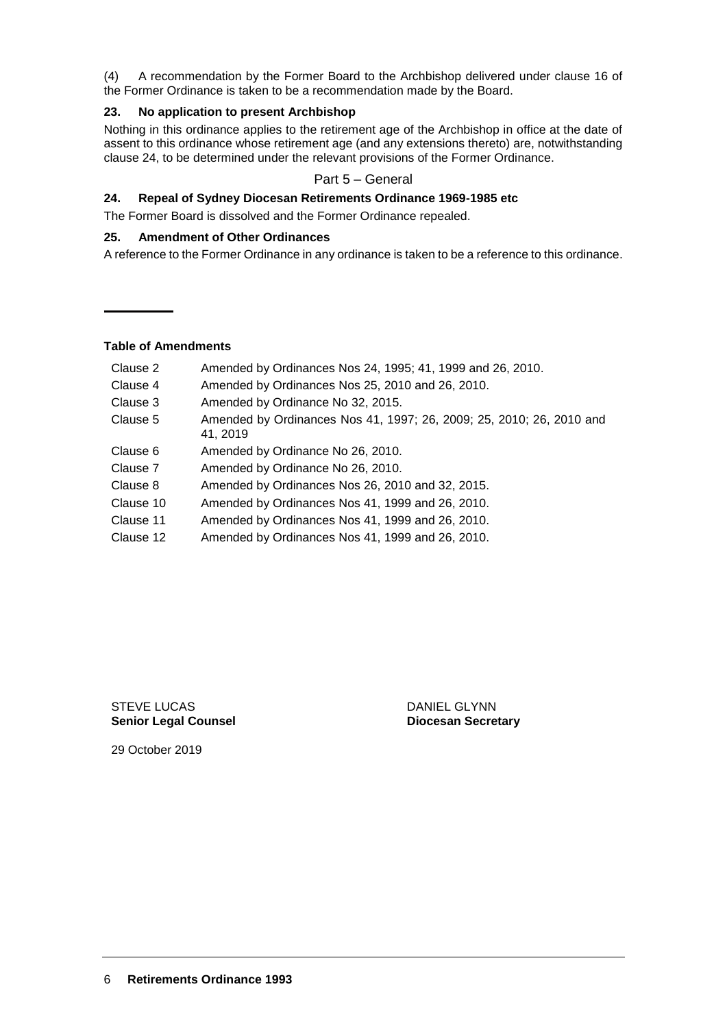(4) A recommendation by the Former Board to the Archbishop delivered under clause 16 of the Former Ordinance is taken to be a recommendation made by the Board.

**23. No application to present Archbishop**

Nothing in this ordinance applies to the retirement age of the Archbishop in office at the date of assent to this ordinance whose retirement age (and any extensions thereto) are, notwithstanding clause 24, to be determined under the relevant provisions of the Former Ordinance.

## Part 5 – General

**24. Repeal of Sydney Diocesan Retirements Ordinance 1969-1985 etc**

The Former Board is dissolved and the Former Ordinance repealed.

**25. Amendment of Other Ordinances**

A reference to the Former Ordinance in any ordinance is taken to be a reference to this ordinance.

---

**Table of Amendments**

| | |
|---|---|
| Clause 2 | Amended by Ordinances Nos 24, 1995; 41, 1999 and 26, 2010. |
| Clause 4 | Amended by Ordinances Nos 25, 2010 and 26, 2010. |
| Clause 3 | Amended by Ordinance No 32, 2015. |
| Clause 5 | Amended by Ordinances Nos 41, 1997; 26, 2009; 25, 2010; 26, 2010 and 41, 2019 |
| Clause 6 | Amended by Ordinance No 26, 2010. |
| Clause 7 | Amended by Ordinance No 26, 2010. |
| Clause 8 | Amended by Ordinances Nos 26, 2010 and 32, 2015. |
| Clause 10 | Amended by Ordinances Nos 41, 1999 and 26, 2010. |
| Clause 11 | Amended by Ordinances Nos 41, 1999 and 26, 2010. |
| Clause 12 | Amended by Ordinances Nos 41, 1999 and 26, 2010. |

STEVE LUCAS
**Senior Legal Counsel**

DANIEL GLYNN
**Diocesan Secretary**

29 October 2019